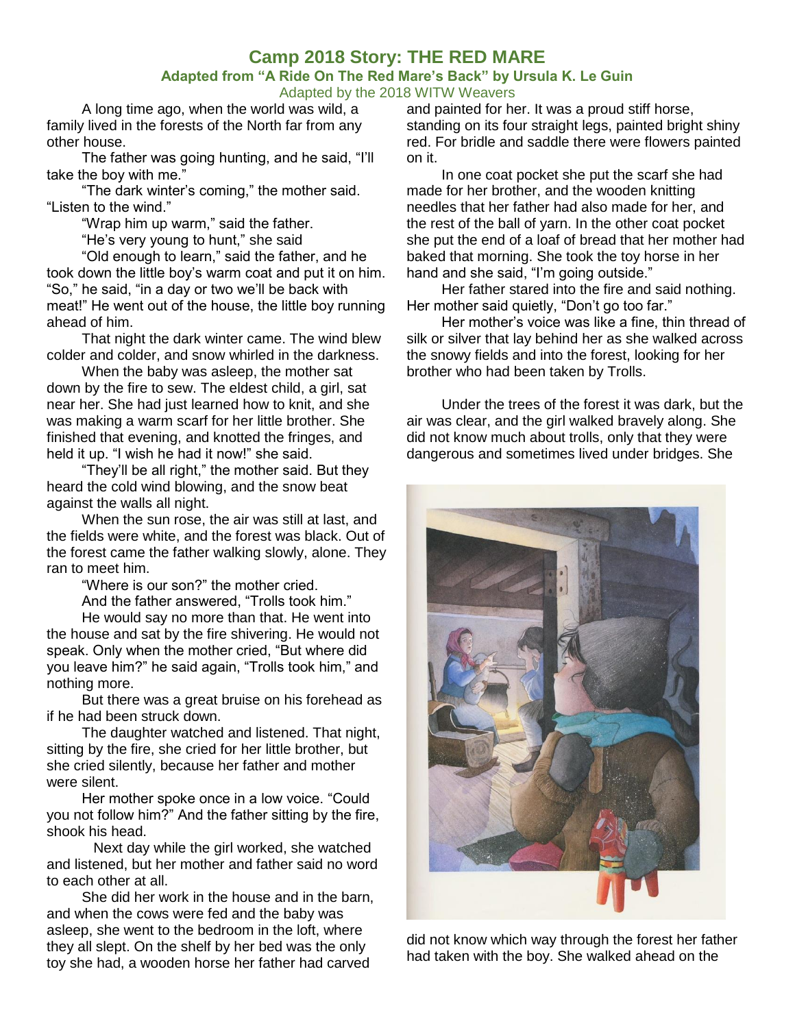# Camp 2018 Story: THE RED MARE

## Adapted from "A Ride On The Red Mare's Back" by Ursula K. Le Guin

Adapted by the 2018 WITW Weavers

A long time ago, when the world was wild, a family lived in the forests of the North far from any other house.

The father was going hunting, and he said, "I'll take the boy with me."

"The dark winter's coming," the mother said. "Listen to the wind."

"Wrap him up warm," said the father.

"He's very young to hunt," she said

"Old enough to learn," said the father, and he took down the little boy's warm coat and put it on him. "So," he said, "in a day or two we'll be back with meat!" He went out of the house, the little boy running ahead of him.

That night the dark winter came. The wind blew colder and colder, and snow whirled in the darkness.

When the baby was asleep, the mother sat down by the fire to sew. The eldest child, a girl, sat near her. She had just learned how to knit, and she was making a warm scarf for her little brother. She finished that evening, and knotted the fringes, and held it up. "I wish he had it now!" she said.

"They'll be all right," the mother said. But they heard the cold wind blowing, and the snow beat against the walls all night.

When the sun rose, the air was still at last, and the fields were white, and the forest was black. Out of the forest came the father walking slowly, alone. They ran to meet him.

"Where is our son?" the mother cried.

And the father answered, "Trolls took him."

He would say no more than that. He went into the house and sat by the fire shivering. He would not speak. Only when the mother cried, "But where did you leave him?" he said again, "Trolls took him," and nothing more.

But there was a great bruise on his forehead as if he had been struck down.

The daughter watched and listened. That night, sitting by the fire, she cried for her little brother, but she cried silently, because her father and mother were silent.

Her mother spoke once in a low voice. "Could you not follow him?" And the father sitting by the fire, shook his head.

Next day while the girl worked, she watched and listened, but her mother and father said no word to each other at all.

She did her work in the house and in the barn, and when the cows were fed and the baby was asleep, she went to the bedroom in the loft, where they all slept. On the shelf by her bed was the only toy she had, a wooden horse her father had carved and painted for her. It was a proud stiff horse, standing on its four straight legs, painted bright shiny red. For bridle and saddle there were flowers painted on it.

In one coat pocket she put the scarf she had made for her brother, and the wooden knitting needles that her father had also made for her, and the rest of the ball of yarn. In the other coat pocket she put the end of a loaf of bread that her mother had baked that morning. She took the toy horse in her hand and she said, "I'm going outside."

Her father stared into the fire and said nothing. Her mother said quietly, "Don't go too far."

Her mother's voice was like a fine, thin thread of silk or silver that lay behind her as she walked across the snowy fields and into the forest, looking for her brother who had been taken by Trolls.

Under the trees of the forest it was dark, but the air was clear, and the girl walked bravely along. She did not know much about trolls, only that they were dangerous and sometimes lived under bridges. She did not know which way through the forest her father had taken with the boy. She walked ahead on the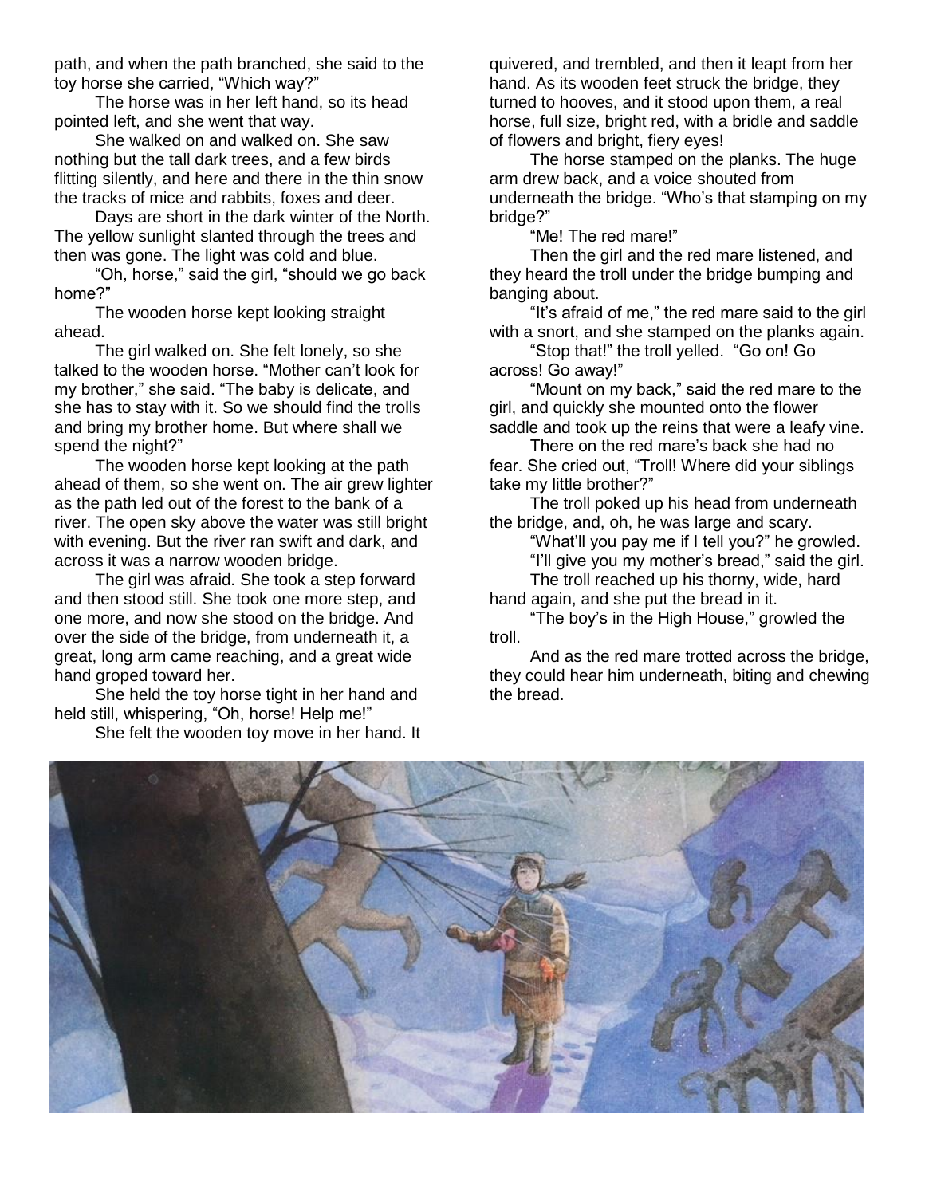path, and when the path branched, she said to the toy horse she carried, "Which way?"

The horse was in her left hand, so its head pointed left, and she went that way.

She walked on and walked on. She saw nothing but the tall dark trees, and a few birds flitting silently, and here and there in the thin snow the tracks of mice and rabbits, foxes and deer.

Days are short in the dark winter of the North. The yellow sunlight slanted through the trees and then was gone. The light was cold and blue.

"Oh, horse," said the girl, "should we go back home?"

The wooden horse kept looking straight ahead.

The girl walked on. She felt lonely, so she talked to the wooden horse. "Mother can't look for my brother," she said. "The baby is delicate, and she has to stay with it. So we should find the trolls and bring my brother home. But where shall we spend the night?"

The wooden horse kept looking at the path ahead of them, so she went on. The air grew lighter as the path led out of the forest to the bank of a river. The open sky above the water was still bright with evening. But the river ran swift and dark, and across it was a narrow wooden bridge.

The girl was afraid. She took a step forward and then stood still. She took one more step, and one more, and now she stood on the bridge. And over the side of the bridge, from underneath it, a great, long arm came reaching, and a great wide hand groped toward her.

She held the toy horse tight in her hand and held still, whispering, "Oh, horse! Help me!"

She felt the wooden toy move in her hand. It quivered, and trembled, and then it leapt from her hand. As its wooden feet struck the bridge, they turned to hooves, and it stood upon them, a real horse, full size, bright red, with a bridle and saddle of flowers and bright, fiery eyes!

The horse stamped on the planks. The huge arm drew back, and a voice shouted from underneath the bridge. "Who's that stamping on my bridge?"

"Me! The red mare!"

Then the girl and the red mare listened, and they heard the troll under the bridge bumping and banging about.

"It's afraid of me," the red mare said to the girl with a snort, and she stamped on the planks again.

"Stop that!" the troll yelled. "Go on! Go across! Go away!"

"Mount on my back," said the red mare to the girl, and quickly she mounted onto the flower saddle and took up the reins that were a leafy vine.

There on the red mare's back she had no fear. She cried out, "Troll! Where did your siblings take my little brother?"

The troll poked up his head from underneath the bridge, and, oh, he was large and scary.

"What'll you pay me if I tell you?" he growled.

"I'll give you my mother's bread," said the girl.

The troll reached up his thorny, wide, hard hand again, and she put the bread in it.

"The boy's in the High House," growled the troll.

And as the red mare trotted across the bridge, they could hear him underneath, biting and chewing the bread.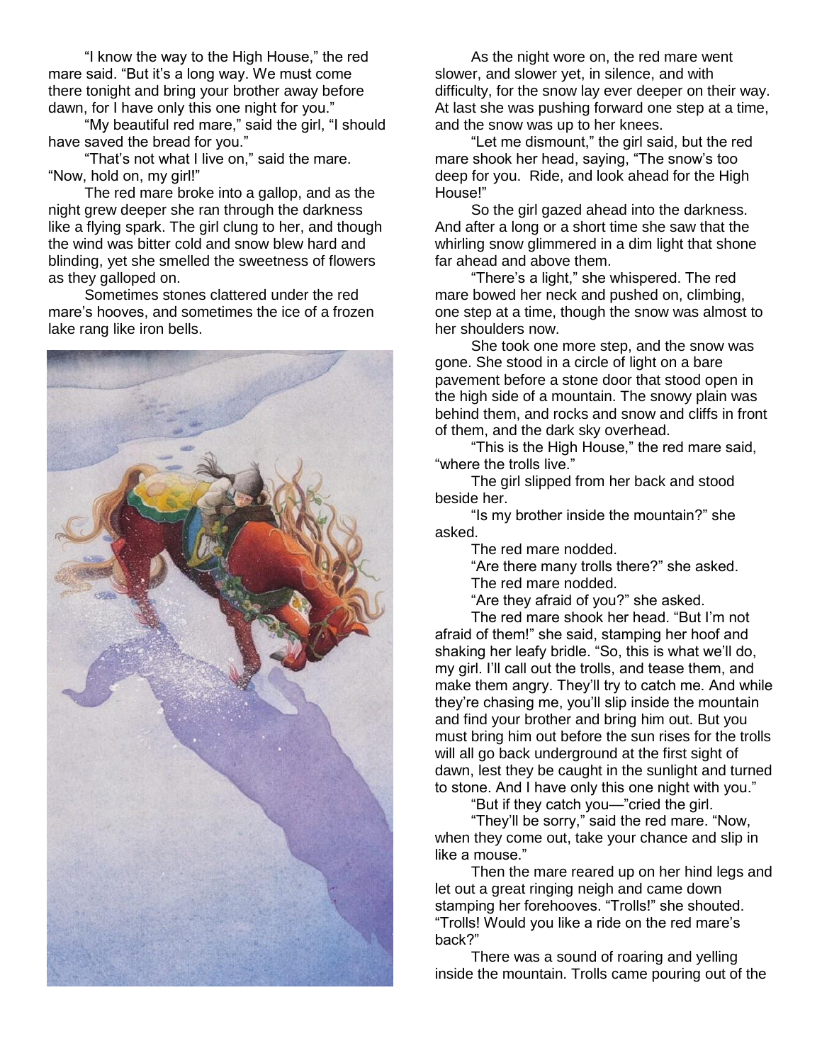"I know the way to the High House," the red mare said. "But it's a long way. We must come there tonight and bring your brother away before dawn, for I have only this one night for you."

"My beautiful red mare," said the girl, "I should have saved the bread for you."

"That's not what I live on," said the mare. "Now, hold on, my girl!"

The red mare broke into a gallop, and as the night grew deeper she ran through the darkness like a flying spark. The girl clung to her, and though the wind was bitter cold and snow blew hard and blinding, yet she smelled the sweetness of flowers as they galloped on.

Sometimes stones clattered under the red mare's hooves, and sometimes the ice of a frozen lake rang like iron bells.

As the night wore on, the red mare went slower, and slower yet, in silence, and with difficulty, for the snow lay ever deeper on their way. At last she was pushing forward one step at a time, and the snow was up to her knees.

"Let me dismount," the girl said, but the red mare shook her head, saying, "The snow's too deep for you. Ride, and look ahead for the High House!"

So the girl gazed ahead into the darkness. And after a long or a short time she saw that the whirling snow glimmered in a dim light that shone far ahead and above them.

"There's a light," she whispered. The red mare bowed her neck and pushed on, climbing, one step at a time, though the snow was almost to her shoulders now.

She took one more step, and the snow was gone. She stood in a circle of light on a bare pavement before a stone door that stood open in the high side of a mountain. The snowy plain was behind them, and rocks and snow and cliffs in front of them, and the dark sky overhead.

"This is the High House," the red mare said, "where the trolls live."

The girl slipped from her back and stood beside her.

"Is my brother inside the mountain?" she asked.

The red mare nodded.

"Are there many trolls there?" she asked.

The red mare nodded.

"Are they afraid of you?" she asked.

The red mare shook her head. "But I'm not afraid of them!" she said, stamping her hoof and shaking her leafy bridle. "So, this is what we'll do, my girl. I'll call out the trolls, and tease them, and make them angry. They'll try to catch me. And while they're chasing me, you'll slip inside the mountain and find your brother and bring him out. But you must bring him out before the sun rises for the trolls will all go back underground at the first sight of dawn, lest they be caught in the sunlight and turned to stone. And I have only this one night with you."

"But if they catch you—"cried the girl.

"They'll be sorry," said the red mare. "Now, when they come out, take your chance and slip in like a mouse."

Then the mare reared up on her hind legs and let out a great ringing neigh and came down stamping her forehooves. "Trolls!" she shouted. "Trolls! Would you like a ride on the red mare's back?"

There was a sound of roaring and yelling inside the mountain. Trolls came pouring out of the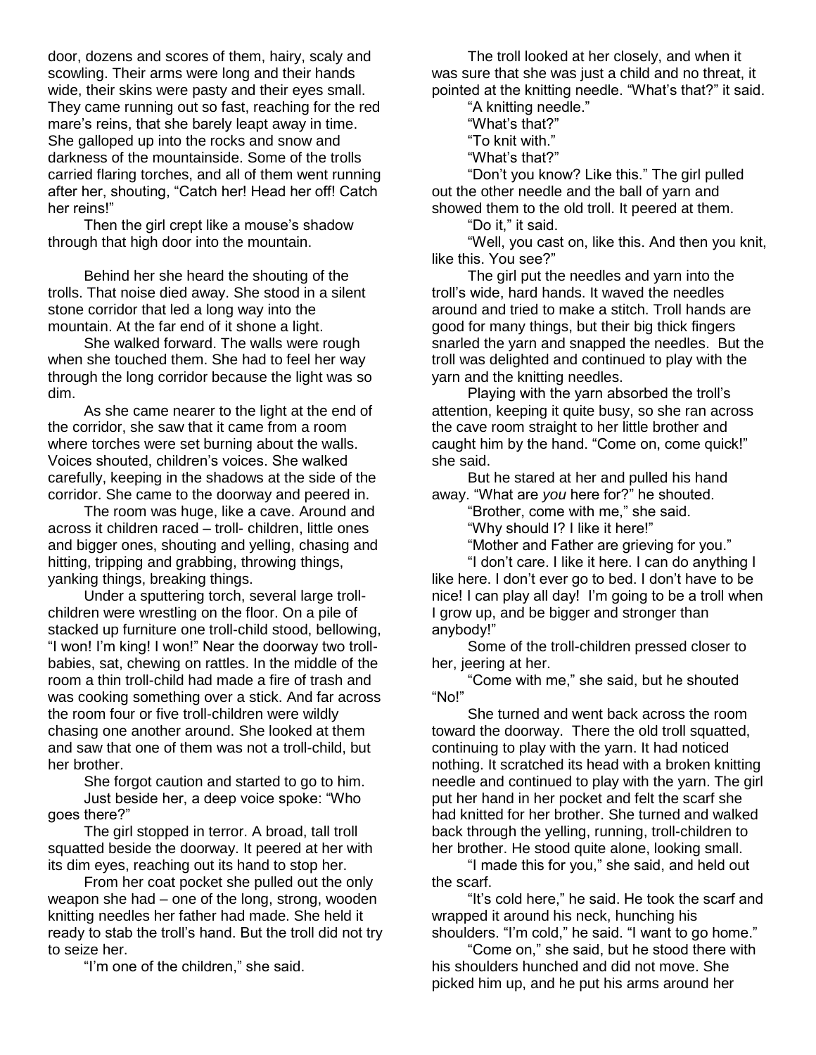door, dozens and scores of them, hairy, scaly and scowling. Their arms were long and their hands wide, their skins were pasty and their eyes small. They came running out so fast, reaching for the red mare's reins, that she barely leapt away in time. She galloped up into the rocks and snow and darkness of the mountainside. Some of the trolls carried flaring torches, and all of them went running after her, shouting, "Catch her! Head her off! Catch her reins!"

Then the girl crept like a mouse's shadow through that high door into the mountain.

Behind her she heard the shouting of the trolls. That noise died away. She stood in a silent stone corridor that led a long way into the mountain. At the far end of it shone a light.

She walked forward. The walls were rough when she touched them. She had to feel her way through the long corridor because the light was so dim.

As she came nearer to the light at the end of the corridor, she saw that it came from a room where torches were set burning about the walls. Voices shouted, children's voices. She walked carefully, keeping in the shadows at the side of the corridor. She came to the doorway and peered in.

The room was huge, like a cave. Around and across it children raced – troll- children, little ones and bigger ones, shouting and yelling, chasing and hitting, tripping and grabbing, throwing things, yanking things, breaking things.

Under a sputtering torch, several large troll-children were wrestling on the floor. On a pile of stacked up furniture one troll-child stood, bellowing, "I won! I'm king! I won!" Near the doorway two troll-babies, sat, chewing on rattles. In the middle of the room a thin troll-child had made a fire of trash and was cooking something over a stick. And far across the room four or five troll-children were wildly chasing one another around. She looked at them and saw that one of them was not a troll-child, but her brother.

She forgot caution and started to go to him.

Just beside her, a deep voice spoke: "Who goes there?"

The girl stopped in terror. A broad, tall troll squatted beside the doorway. It peered at her with its dim eyes, reaching out its hand to stop her.

From her coat pocket she pulled out the only weapon she had – one of the long, strong, wooden knitting needles her father had made. She held it ready to stab the troll's hand. But the troll did not try to seize her.

"I'm one of the children," she said.

The troll looked at her closely, and when it was sure that she was just a child and no threat, it pointed at the knitting needle. "What's that?" it said.

"A knitting needle."

"What's that?"

"To knit with."

"What's that?"

"Don't you know? Like this." The girl pulled out the other needle and the ball of yarn and showed them to the old troll. It peered at them.

"Do it," it said.

"Well, you cast on, like this. And then you knit, like this. You see?"

The girl put the needles and yarn into the troll's wide, hard hands. It waved the needles around and tried to make a stitch. Troll hands are good for many things, but their big thick fingers snarled the yarn and snapped the needles. But the troll was delighted and continued to play with the yarn and the knitting needles.

Playing with the yarn absorbed the troll's attention, keeping it quite busy, so she ran across the cave room straight to her little brother and caught him by the hand. "Come on, come quick!" she said.

But he stared at her and pulled his hand away. "What are *you* here for?" he shouted.

"Brother, come with me," she said.

"Why should I? I like it here!"

"Mother and Father are grieving for you."

"I don't care. I like it here. I can do anything I like here. I don't ever go to bed. I don't have to be nice! I can play all day! I'm going to be a troll when I grow up, and be bigger and stronger than anybody!"

Some of the troll-children pressed closer to her, jeering at her.

"Come with me," she said, but he shouted "No!"

She turned and went back across the room toward the doorway. There the old troll squatted, continuing to play with the yarn. It had noticed nothing. It scratched its head with a broken knitting needle and continued to play with the yarn. The girl put her hand in her pocket and felt the scarf she had knitted for her brother. She turned and walked back through the yelling, running, troll-children to her brother. He stood quite alone, looking small.

"I made this for you," she said, and held out the scarf.

"It's cold here," he said. He took the scarf and wrapped it around his neck, hunching his shoulders. "I'm cold," he said. "I want to go home."

"Come on," she said, but he stood there with his shoulders hunched and did not move. She picked him up, and he put his arms around her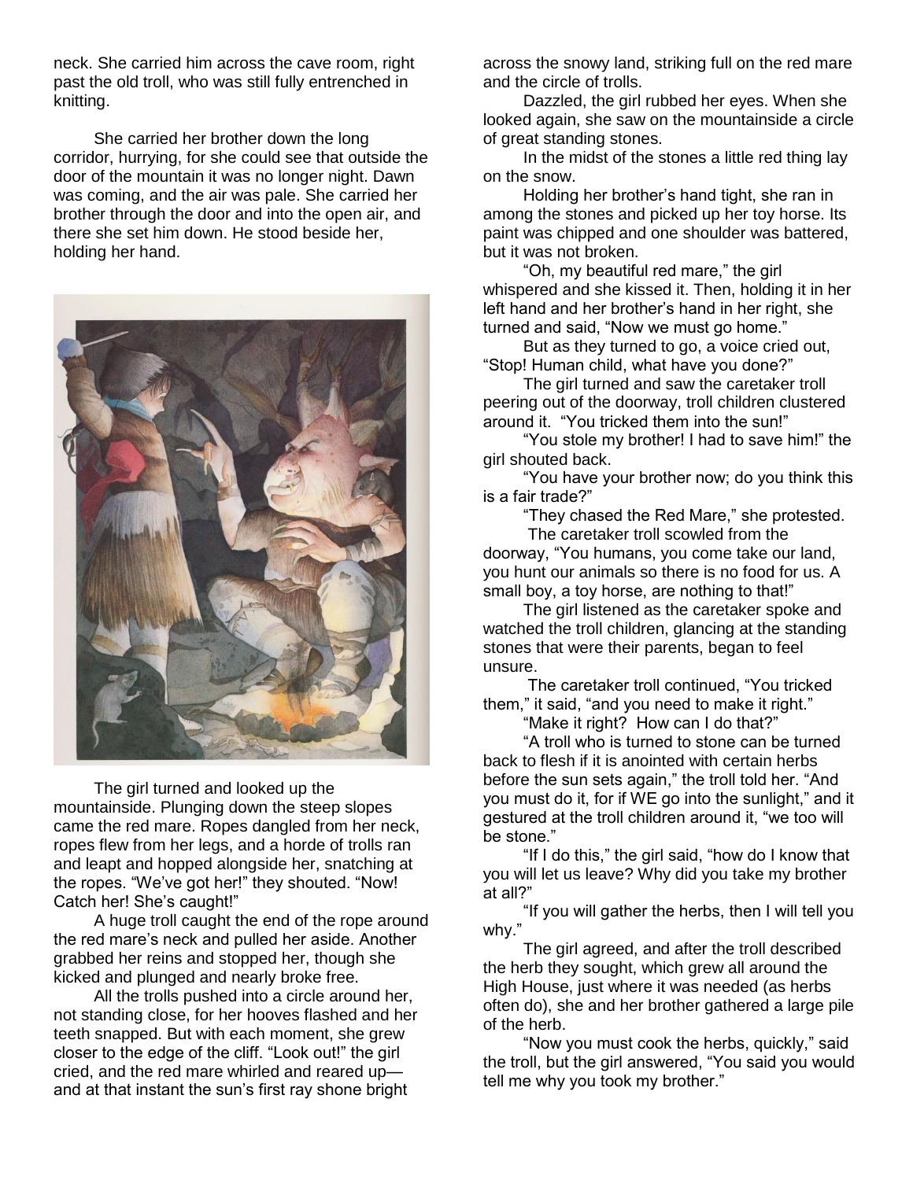neck. She carried him across the cave room, right past the old troll, who was still fully entrenched in knitting.

She carried her brother down the long corridor, hurrying, for she could see that outside the door of the mountain it was no longer night. Dawn was coming, and the air was pale. She carried her brother through the door and into the open air, and there she set him down. He stood beside her, holding her hand.

The girl turned and looked up the mountainside. Plunging down the steep slopes came the red mare. Ropes dangled from her neck, ropes flew from her legs, and a horde of trolls ran and leapt and hopped alongside her, snatching at the ropes. "We've got her!" they shouted. "Now! Catch her! She's caught!"

A huge troll caught the end of the rope around the red mare's neck and pulled her aside. Another grabbed her reins and stopped her, though she kicked and plunged and nearly broke free.

All the trolls pushed into a circle around her, not standing close, for her hooves flashed and her teeth snapped. But with each moment, she grew closer to the edge of the cliff. "Look out!" the girl cried, and the red mare whirled and reared up—and at that instant the sun's first ray shone bright across the snowy land, striking full on the red mare and the circle of trolls.

Dazzled, the girl rubbed her eyes. When she looked again, she saw on the mountainside a circle of great standing stones.

In the midst of the stones a little red thing lay on the snow.

Holding her brother's hand tight, she ran in among the stones and picked up her toy horse. Its paint was chipped and one shoulder was battered, but it was not broken.

"Oh, my beautiful red mare," the girl whispered and she kissed it. Then, holding it in her left hand and her brother's hand in her right, she turned and said, "Now we must go home."

But as they turned to go, a voice cried out, "Stop! Human child, what have you done?"

The girl turned and saw the caretaker troll peering out of the doorway, troll children clustered around it. "You tricked them into the sun!"

"You stole my brother! I had to save him!" the girl shouted back.

"You have your brother now; do you think this is a fair trade?"

"They chased the Red Mare," she protested.

The caretaker troll scowled from the doorway, "You humans, you come take our land, you hunt our animals so there is no food for us. A small boy, a toy horse, are nothing to that!"

The girl listened as the caretaker spoke and watched the troll children, glancing at the standing stones that were their parents, began to feel unsure.

The caretaker troll continued, "You tricked them," it said, "and you need to make it right."

"Make it right? How can I do that?"

"A troll who is turned to stone can be turned back to flesh if it is anointed with certain herbs before the sun sets again," the troll told her. "And you must do it, for if WE go into the sunlight," and it gestured at the troll children around it, "we too will be stone."

"If I do this," the girl said, "how do I know that you will let us leave? Why did you take my brother at all?"

"If you will gather the herbs, then I will tell you why."

The girl agreed, and after the troll described the herb they sought, which grew all around the High House, just where it was needed (as herbs often do), she and her brother gathered a large pile of the herb.

"Now you must cook the herbs, quickly," said the troll, but the girl answered, "You said you would tell me why you took my brother."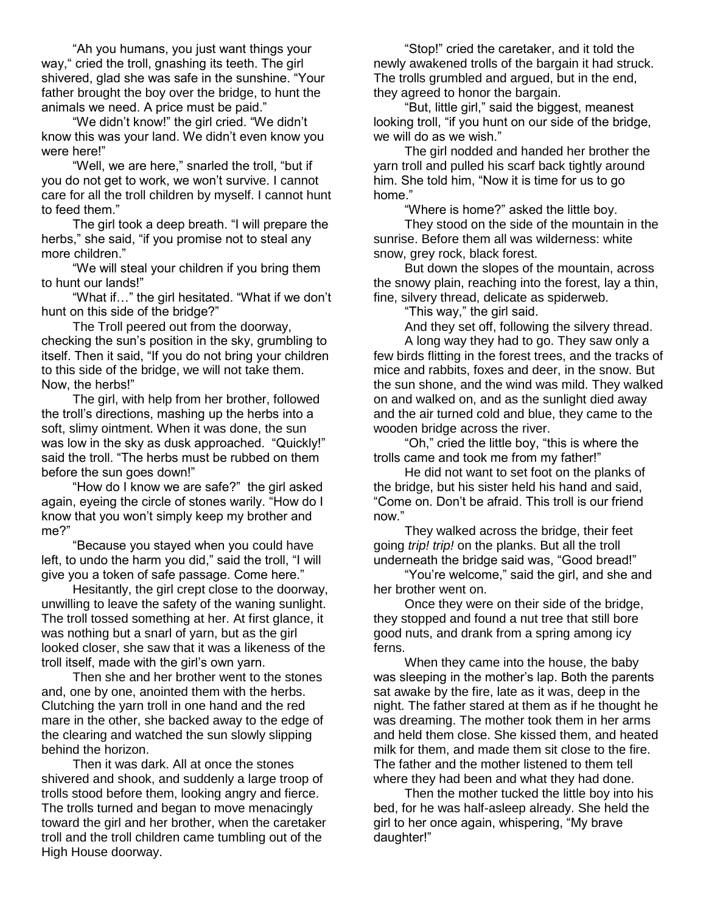"Ah you humans, you just want things your way," cried the troll, gnashing its teeth. The girl shivered, glad she was safe in the sunshine. "Your father brought the boy over the bridge, to hunt the animals we need. A price must be paid."

"We didn't know!" the girl cried. "We didn't know this was your land. We didn't even know you were here!"

"Well, we are here," snarled the troll, "but if you do not get to work, we won't survive. I cannot care for all the troll children by myself. I cannot hunt to feed them."

The girl took a deep breath. "I will prepare the herbs," she said, "if you promise not to steal any more children."

"We will steal your children if you bring them to hunt our lands!"

"What if…" the girl hesitated. "What if we don't hunt on this side of the bridge?"

The Troll peered out from the doorway, checking the sun's position in the sky, grumbling to itself. Then it said, "If you do not bring your children to this side of the bridge, we will not take them. Now, the herbs!"

The girl, with help from her brother, followed the troll's directions, mashing up the herbs into a soft, slimy ointment. When it was done, the sun was low in the sky as dusk approached. "Quickly!" said the troll. "The herbs must be rubbed on them before the sun goes down!"

"How do I know we are safe?" the girl asked again, eyeing the circle of stones warily. "How do I know that you won't simply keep my brother and me?"

"Because you stayed when you could have left, to undo the harm you did," said the troll, "I will give you a token of safe passage. Come here."

Hesitantly, the girl crept close to the doorway, unwilling to leave the safety of the waning sunlight. The troll tossed something at her. At first glance, it was nothing but a snarl of yarn, but as the girl looked closer, she saw that it was a likeness of the troll itself, made with the girl's own yarn.

Then she and her brother went to the stones and, one by one, anointed them with the herbs. Clutching the yarn troll in one hand and the red mare in the other, she backed away to the edge of the clearing and watched the sun slowly slipping behind the horizon.

Then it was dark. All at once the stones shivered and shook, and suddenly a large troop of trolls stood before them, looking angry and fierce. The trolls turned and began to move menacingly toward the girl and her brother, when the caretaker troll and the troll children came tumbling out of the High House doorway.

"Stop!" cried the caretaker, and it told the newly awakened trolls of the bargain it had struck. The trolls grumbled and argued, but in the end, they agreed to honor the bargain.

"But, little girl," said the biggest, meanest looking troll, "if you hunt on our side of the bridge, we will do as we wish."

The girl nodded and handed her brother the yarn troll and pulled his scarf back tightly around him. She told him, "Now it is time for us to go home."

"Where is home?" asked the little boy.

They stood on the side of the mountain in the sunrise. Before them all was wilderness: white snow, grey rock, black forest.

But down the slopes of the mountain, across the snowy plain, reaching into the forest, lay a thin, fine, silvery thread, delicate as spiderweb.

"This way," the girl said.

And they set off, following the silvery thread.

A long way they had to go. They saw only a few birds flitting in the forest trees, and the tracks of mice and rabbits, foxes and deer, in the snow. But the sun shone, and the wind was mild. They walked on and walked on, and as the sunlight died away and the air turned cold and blue, they came to the wooden bridge across the river.

"Oh," cried the little boy, "this is where the trolls came and took me from my father!"

He did not want to set foot on the planks of the bridge, but his sister held his hand and said, "Come on. Don't be afraid. This troll is our friend now."

They walked across the bridge, their feet going *trip! trip!* on the planks. But all the troll underneath the bridge said was, "Good bread!"

"You're welcome," said the girl, and she and her brother went on.

Once they were on their side of the bridge, they stopped and found a nut tree that still bore good nuts, and drank from a spring among icy ferns.

When they came into the house, the baby was sleeping in the mother's lap. Both the parents sat awake by the fire, late as it was, deep in the night. The father stared at them as if he thought he was dreaming. The mother took them in her arms and held them close. She kissed them, and heated milk for them, and made them sit close to the fire. The father and the mother listened to them tell where they had been and what they had done.

Then the mother tucked the little boy into his bed, for he was half-asleep already. She held the girl to her once again, whispering, "My brave daughter!"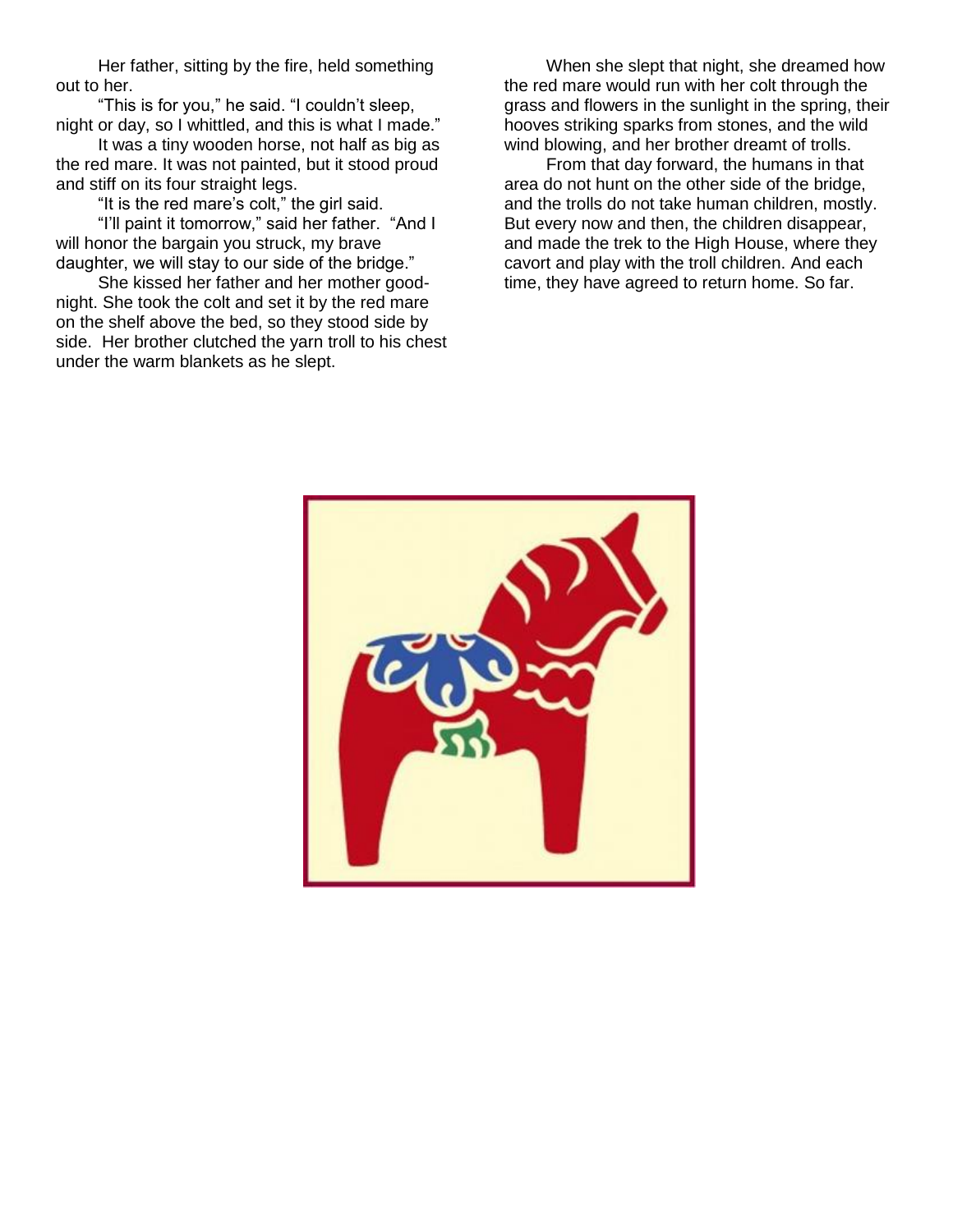Her father, sitting by the fire, held something out to her.

"This is for you," he said. "I couldn't sleep, night or day, so I whittled, and this is what I made."

It was a tiny wooden horse, not half as big as the red mare. It was not painted, but it stood proud and stiff on its four straight legs.

"It is the red mare's colt," the girl said.

"I'll paint it tomorrow," said her father. "And I will honor the bargain you struck, my brave daughter, we will stay to our side of the bridge."

She kissed her father and her mother good-night. She took the colt and set it by the red mare on the shelf above the bed, so they stood side by side. Her brother clutched the yarn troll to his chest under the warm blankets as he slept.

When she slept that night, she dreamed how the red mare would run with her colt through the grass and flowers in the sunlight in the spring, their hooves striking sparks from stones, and the wild wind blowing, and her brother dreamt of trolls.

From that day forward, the humans in that area do not hunt on the other side of the bridge, and the trolls do not take human children, mostly. But every now and then, the children disappear, and made the trek to the High House, where they cavort and play with the troll children. And each time, they have agreed to return home. So far.